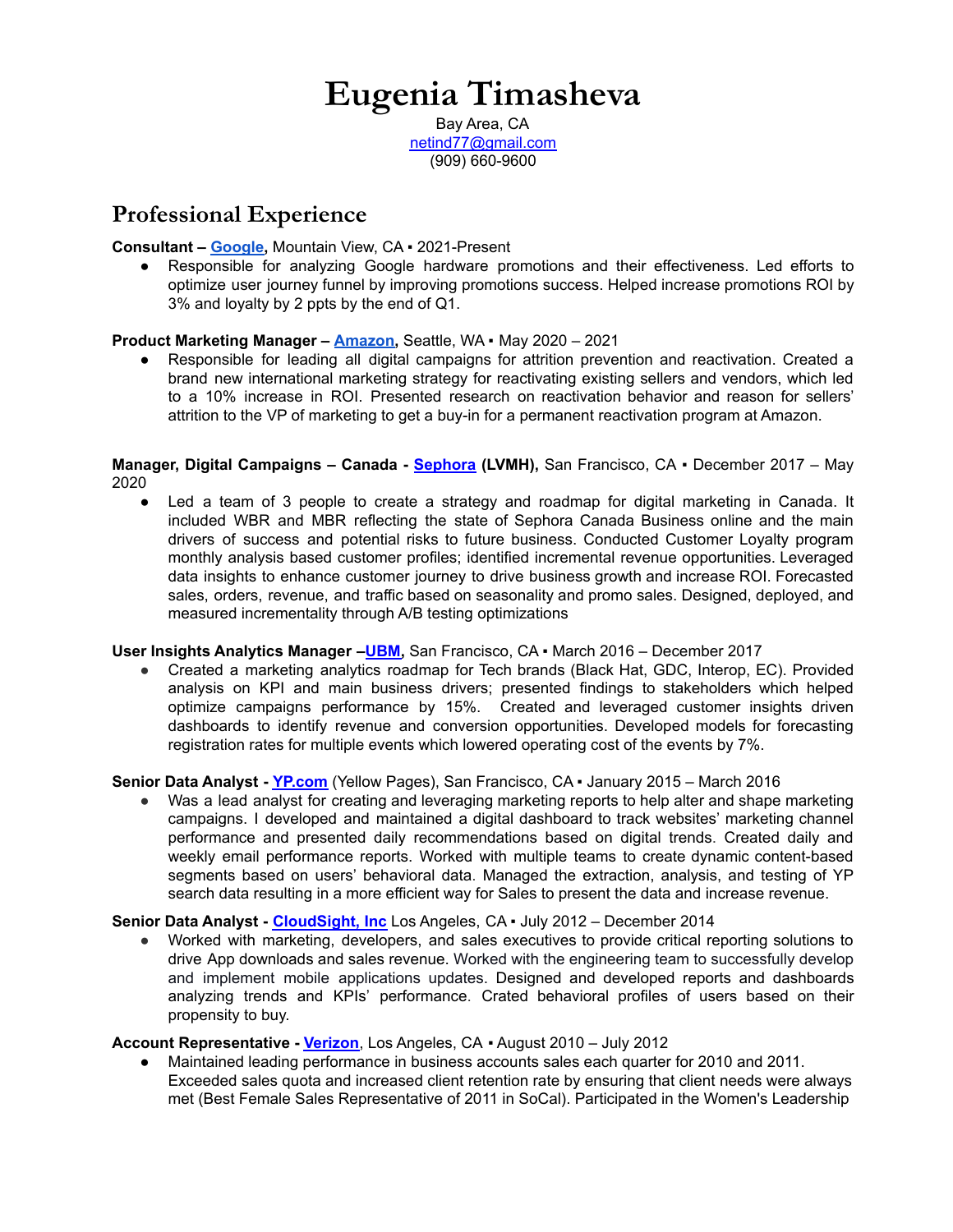# Eugenia Timasheva

Bay Area, CA
netind77@gmail.com
(909) 660-9600

## Professional Experience

**Consultant – Google,** Mountain View, CA ▪ 2021-Present

- Responsible for analyzing Google hardware promotions and their effectiveness. Led efforts to optimize user journey funnel by improving promotions success. Helped increase promotions ROI by 3% and loyalty by 2 ppts by the end of Q1.

**Product Marketing Manager – Amazon,** Seattle, WA ▪ May 2020 – 2021

- Responsible for leading all digital campaigns for attrition prevention and reactivation. Created a brand new international marketing strategy for reactivating existing sellers and vendors, which led to a 10% increase in ROI. Presented research on reactivation behavior and reason for sellers' attrition to the VP of marketing to get a buy-in for a permanent reactivation program at Amazon.

**Manager, Digital Campaigns – Canada - Sephora (LVMH),** San Francisco, CA ▪ December 2017 – May 2020

- Led a team of 3 people to create a strategy and roadmap for digital marketing in Canada. It included WBR and MBR reflecting the state of Sephora Canada Business online and the main drivers of success and potential risks to future business. Conducted Customer Loyalty program monthly analysis based customer profiles; identified incremental revenue opportunities. Leveraged data insights to enhance customer journey to drive business growth and increase ROI. Forecasted sales, orders, revenue, and traffic based on seasonality and promo sales. Designed, deployed, and measured incrementality through A/B testing optimizations

**User Insights Analytics Manager –UBM,** San Francisco, CA ▪ March 2016 – December 2017

- Created a marketing analytics roadmap for Tech brands (Black Hat, GDC, Interop, EC). Provided analysis on KPI and main business drivers; presented findings to stakeholders which helped optimize campaigns performance by 15%. Created and leveraged customer insights driven dashboards to identify revenue and conversion opportunities. Developed models for forecasting registration rates for multiple events which lowered operating cost of the events by 7%.

**Senior Data Analyst - YP.com** (Yellow Pages), San Francisco, CA ▪ January 2015 – March 2016

- Was a lead analyst for creating and leveraging marketing reports to help alter and shape marketing campaigns. I developed and maintained a digital dashboard to track websites' marketing channel performance and presented daily recommendations based on digital trends. Created daily and weekly email performance reports. Worked with multiple teams to create dynamic content-based segments based on users' behavioral data. Managed the extraction, analysis, and testing of YP search data resulting in a more efficient way for Sales to present the data and increase revenue.

**Senior Data Analyst - CloudSight, Inc** Los Angeles, CA ▪ July 2012 – December 2014

- Worked with marketing, developers, and sales executives to provide critical reporting solutions to drive App downloads and sales revenue. Worked with the engineering team to successfully develop and implement mobile applications updates. Designed and developed reports and dashboards analyzing trends and KPIs' performance. Crated behavioral profiles of users based on their propensity to buy.

**Account Representative - Verizon**, Los Angeles, CA ▪ August 2010 – July 2012

- Maintained leading performance in business accounts sales each quarter for 2010 and 2011. Exceeded sales quota and increased client retention rate by ensuring that client needs were always met (Best Female Sales Representative of 2011 in SoCal). Participated in the Women's Leadership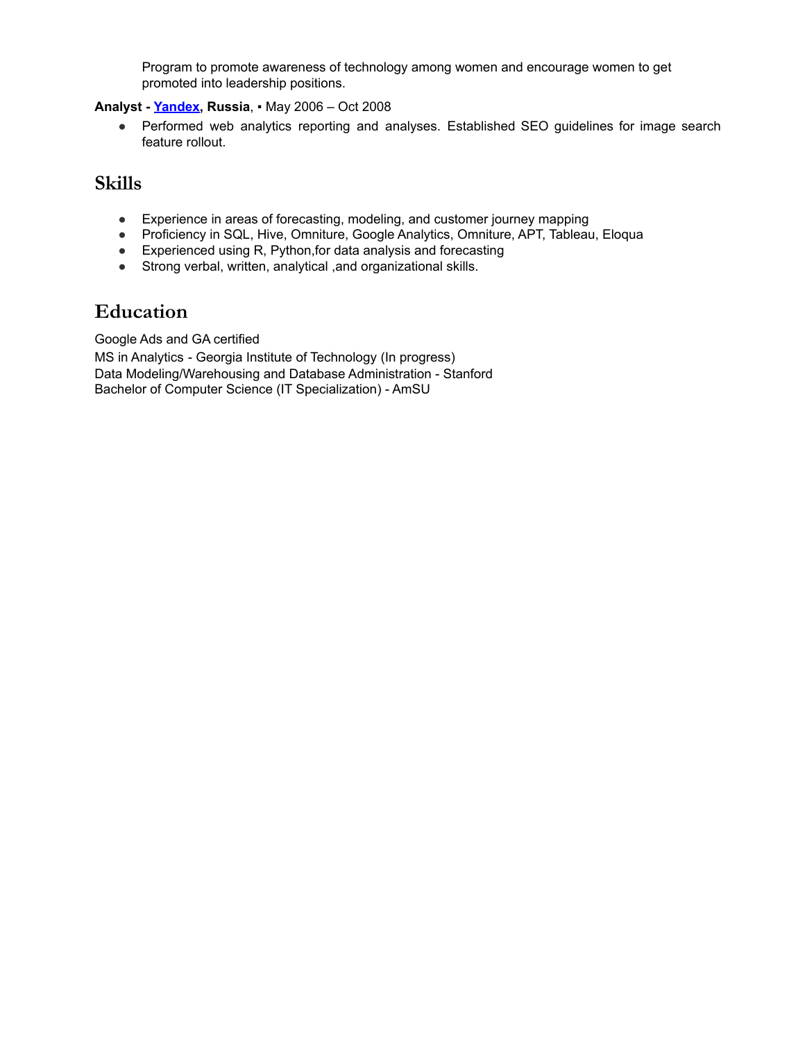Program to promote awareness of technology among women and encourage women to get promoted into leadership positions.

**Analyst - [Yandex](), Russia**, ▪ May 2006 – Oct 2008

- Performed web analytics reporting and analyses. Established SEO guidelines for image search feature rollout.

## Skills

- Experience in areas of forecasting, modeling, and customer journey mapping
- Proficiency in SQL, Hive, Omniture, Google Analytics, Omniture, APT, Tableau, Eloqua
- Experienced using R, Python,for data analysis and forecasting
- Strong verbal, written, analytical ,and organizational skills.

## Education

Google Ads and GA certified
MS in Analytics - Georgia Institute of Technology (In progress)
Data Modeling/Warehousing and Database Administration - Stanford
Bachelor of Computer Science (IT Specialization) - AmSU